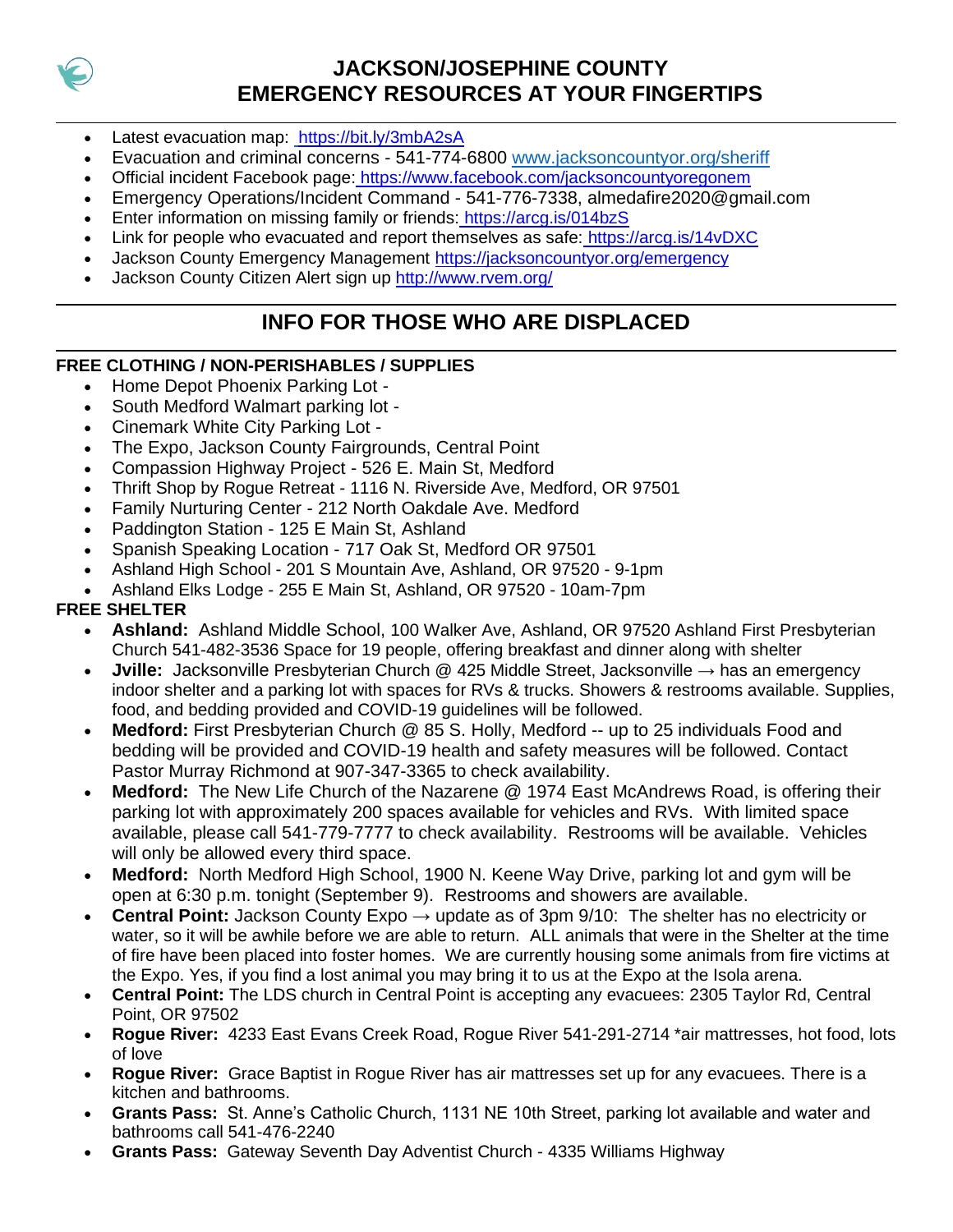# JACKSON/JOSEPHINE COUNTY
# EMERGENCY RESOURCES AT YOUR FINGERTIPS

- Latest evacuation map: https://bit.ly/3mbA2sA
- Evacuation and criminal concerns - 541-774-6800 www.jacksoncountyor.org/sheriff
- Official incident Facebook page: https://www.facebook.com/jacksoncountyoregonem
- Emergency Operations/Incident Command - 541-776-7338, almedafire2020@gmail.com
- Enter information on missing family or friends: https://arcg.is/014bzS
- Link for people who evacuated and report themselves as safe: https://arcg.is/14vDXC
- Jackson County Emergency Management https://jacksoncountyor.org/emergency
- Jackson County Citizen Alert sign up http://www.rvem.org/

## INFO FOR THOSE WHO ARE DISPLACED

### FREE CLOTHING / NON-PERISHABLES / SUPPLIES

- Home Depot Phoenix Parking Lot -
- South Medford Walmart parking lot -
- Cinemark White City Parking Lot -
- The Expo, Jackson County Fairgrounds, Central Point
- Compassion Highway Project - 526 E. Main St, Medford
- Thrift Shop by Rogue Retreat - 1116 N. Riverside Ave, Medford, OR 97501
- Family Nurturing Center - 212 North Oakdale Ave. Medford
- Paddington Station - 125 E Main St, Ashland
- Spanish Speaking Location - 717 Oak St, Medford OR 97501
- Ashland High School - 201 S Mountain Ave, Ashland, OR 97520 - 9-1pm
- Ashland Elks Lodge - 255 E Main St, Ashland, OR 97520 - 10am-7pm

### FREE SHELTER

- **Ashland:** Ashland Middle School, 100 Walker Ave, Ashland, OR 97520 Ashland First Presbyterian Church 541-482-3536 Space for 19 people, offering breakfast and dinner along with shelter
- **Jville:** Jacksonville Presbyterian Church @ 425 Middle Street, Jacksonville → has an emergency indoor shelter and a parking lot with spaces for RVs & trucks. Showers & restrooms available. Supplies, food, and bedding provided and COVID-19 guidelines will be followed.
- **Medford:** First Presbyterian Church @ 85 S. Holly, Medford -- up to 25 individuals Food and bedding will be provided and COVID-19 health and safety measures will be followed. Contact Pastor Murray Richmond at 907-347-3365 to check availability.
- **Medford:** The New Life Church of the Nazarene @ 1974 East McAndrews Road, is offering their parking lot with approximately 200 spaces available for vehicles and RVs. With limited space available, please call 541-779-7777 to check availability. Restrooms will be available. Vehicles will only be allowed every third space.
- **Medford:** North Medford High School, 1900 N. Keene Way Drive, parking lot and gym will be open at 6:30 p.m. tonight (September 9). Restrooms and showers are available.
- **Central Point:** Jackson County Expo → update as of 3pm 9/10: The shelter has no electricity or water, so it will be awhile before we are able to return. ALL animals that were in the Shelter at the time of fire have been placed into foster homes. We are currently housing some animals from fire victims at the Expo. Yes, if you find a lost animal you may bring it to us at the Expo at the Isola arena.
- **Central Point:** The LDS church in Central Point is accepting any evacuees: 2305 Taylor Rd, Central Point, OR 97502
- **Rogue River:** 4233 East Evans Creek Road, Rogue River 541-291-2714 *air mattresses, hot food, lots of love
- **Rogue River:** Grace Baptist in Rogue River has air mattresses set up for any evacuees. There is a kitchen and bathrooms.
- **Grants Pass:** St. Anne's Catholic Church, 1131 NE 10th Street, parking lot available and water and bathrooms call 541-476-2240
- **Grants Pass:** Gateway Seventh Day Adventist Church - 4335 Williams Highway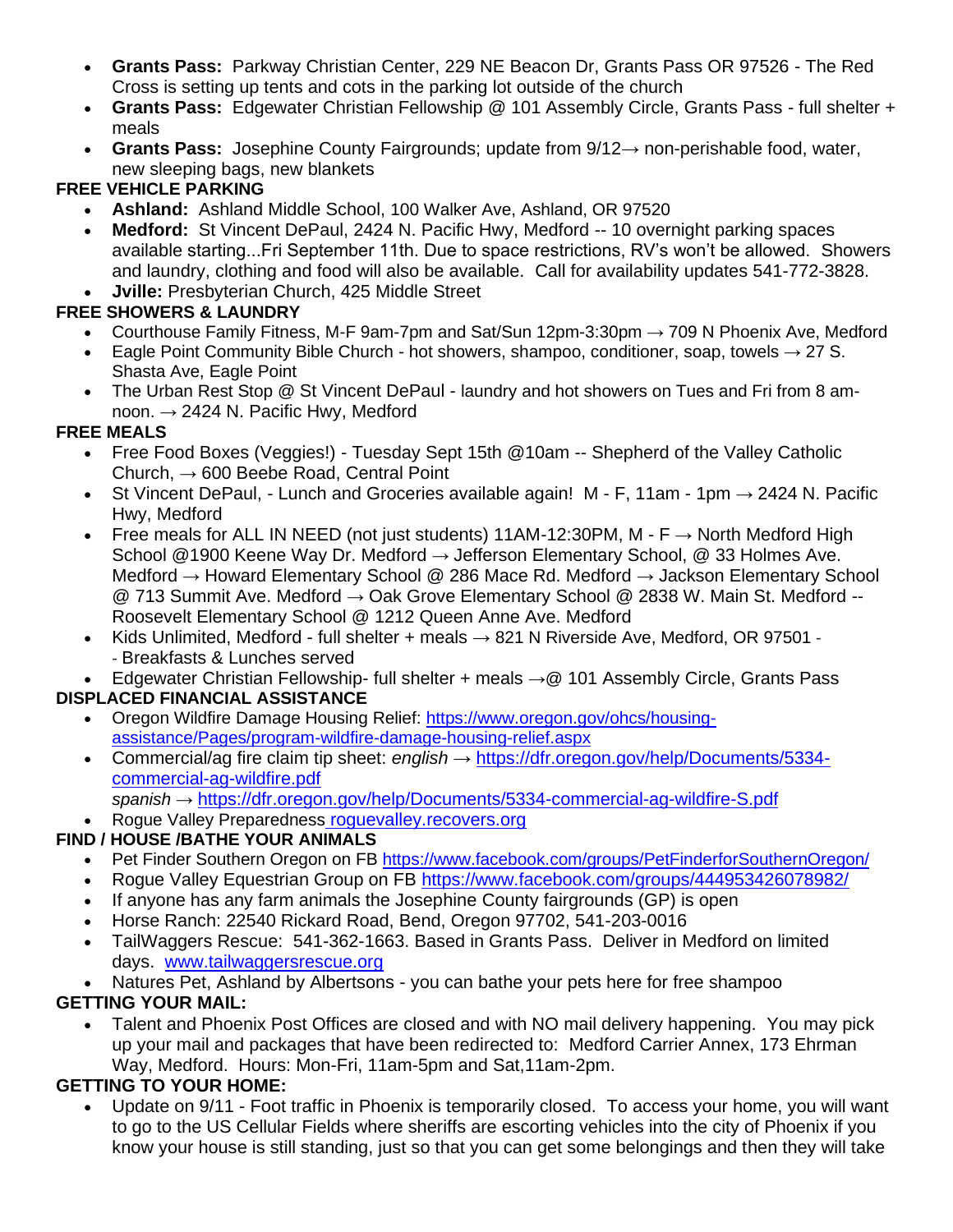- **Grants Pass:** Parkway Christian Center, 229 NE Beacon Dr, Grants Pass OR 97526 - The Red Cross is setting up tents and cots in the parking lot outside of the church
- **Grants Pass:** Edgewater Christian Fellowship @ 101 Assembly Circle, Grants Pass - full shelter + meals
- **Grants Pass:** Josephine County Fairgrounds; update from 9/12→ non-perishable food, water, new sleeping bags, new blankets

**FREE VEHICLE PARKING**

- **Ashland:** Ashland Middle School, 100 Walker Ave, Ashland, OR 97520
- **Medford:** St Vincent DePaul, 2424 N. Pacific Hwy, Medford -- 10 overnight parking spaces available starting...Fri September 11th. Due to space restrictions, RV's won't be allowed. Showers and laundry, clothing and food will also be available. Call for availability updates 541-772-3828.
- **Jville:** Presbyterian Church, 425 Middle Street

**FREE SHOWERS & LAUNDRY**

- Courthouse Family Fitness, M-F 9am-7pm and Sat/Sun 12pm-3:30pm → 709 N Phoenix Ave, Medford
- Eagle Point Community Bible Church - hot showers, shampoo, conditioner, soap, towels → 27 S. Shasta Ave, Eagle Point
- The Urban Rest Stop @ St Vincent DePaul - laundry and hot showers on Tues and Fri from 8 am-noon. → 2424 N. Pacific Hwy, Medford

**FREE MEALS**

- Free Food Boxes (Veggies!) - Tuesday Sept 15th @10am -- Shepherd of the Valley Catholic Church, → 600 Beebe Road, Central Point
- St Vincent DePaul, - Lunch and Groceries available again! M - F, 11am - 1pm → 2424 N. Pacific Hwy, Medford
- Free meals for ALL IN NEED (not just students) 11AM-12:30PM, M - F → North Medford High School @1900 Keene Way Dr. Medford → Jefferson Elementary School, @ 33 Holmes Ave. Medford → Howard Elementary School @ 286 Mace Rd. Medford → Jackson Elementary School @ 713 Summit Ave. Medford → Oak Grove Elementary School @ 2838 W. Main St. Medford -- Roosevelt Elementary School @ 1212 Queen Anne Ave. Medford
- Kids Unlimited, Medford - full shelter + meals → 821 N Riverside Ave, Medford, OR 97501 -- Breakfasts & Lunches served
- Edgewater Christian Fellowship- full shelter + meals →@ 101 Assembly Circle, Grants Pass

**DISPLACED FINANCIAL ASSISTANCE**

- Oregon Wildfire Damage Housing Relief: https://www.oregon.gov/ohcs/housing-assistance/Pages/program-wildfire-damage-housing-relief.aspx
- Commercial/ag fire claim tip sheet: *english* → https://dfr.oregon.gov/help/Documents/5334-commercial-ag-wildfire.pdf
  *spanish* → https://dfr.oregon.gov/help/Documents/5334-commercial-ag-wildfire-S.pdf
- Rogue Valley Preparedness roguevalley.recovers.org

**FIND / HOUSE /BATHE YOUR ANIMALS**

- Pet Finder Southern Oregon on FB https://www.facebook.com/groups/PetFinderforSouthernOregon/
- Rogue Valley Equestrian Group on FB https://www.facebook.com/groups/444953426078982/
- If anyone has any farm animals the Josephine County fairgrounds (GP) is open
- Horse Ranch: 22540 Rickard Road, Bend, Oregon 97702, 541-203-0016
- TailWaggers Rescue: 541-362-1663. Based in Grants Pass. Deliver in Medford on limited days. www.tailwaggersrescue.org
- Natures Pet, Ashland by Albertsons - you can bathe your pets here for free shampoo

**GETTING YOUR MAIL:**

- Talent and Phoenix Post Offices are closed and with NO mail delivery happening. You may pick up your mail and packages that have been redirected to: Medford Carrier Annex, 173 Ehrman Way, Medford. Hours: Mon-Fri, 11am-5pm and Sat,11am-2pm.

**GETTING TO YOUR HOME:**

- Update on 9/11 - Foot traffic in Phoenix is temporarily closed. To access your home, you will want to go to the US Cellular Fields where sheriffs are escorting vehicles into the city of Phoenix if you know your house is still standing, just so that you can get some belongings and then they will take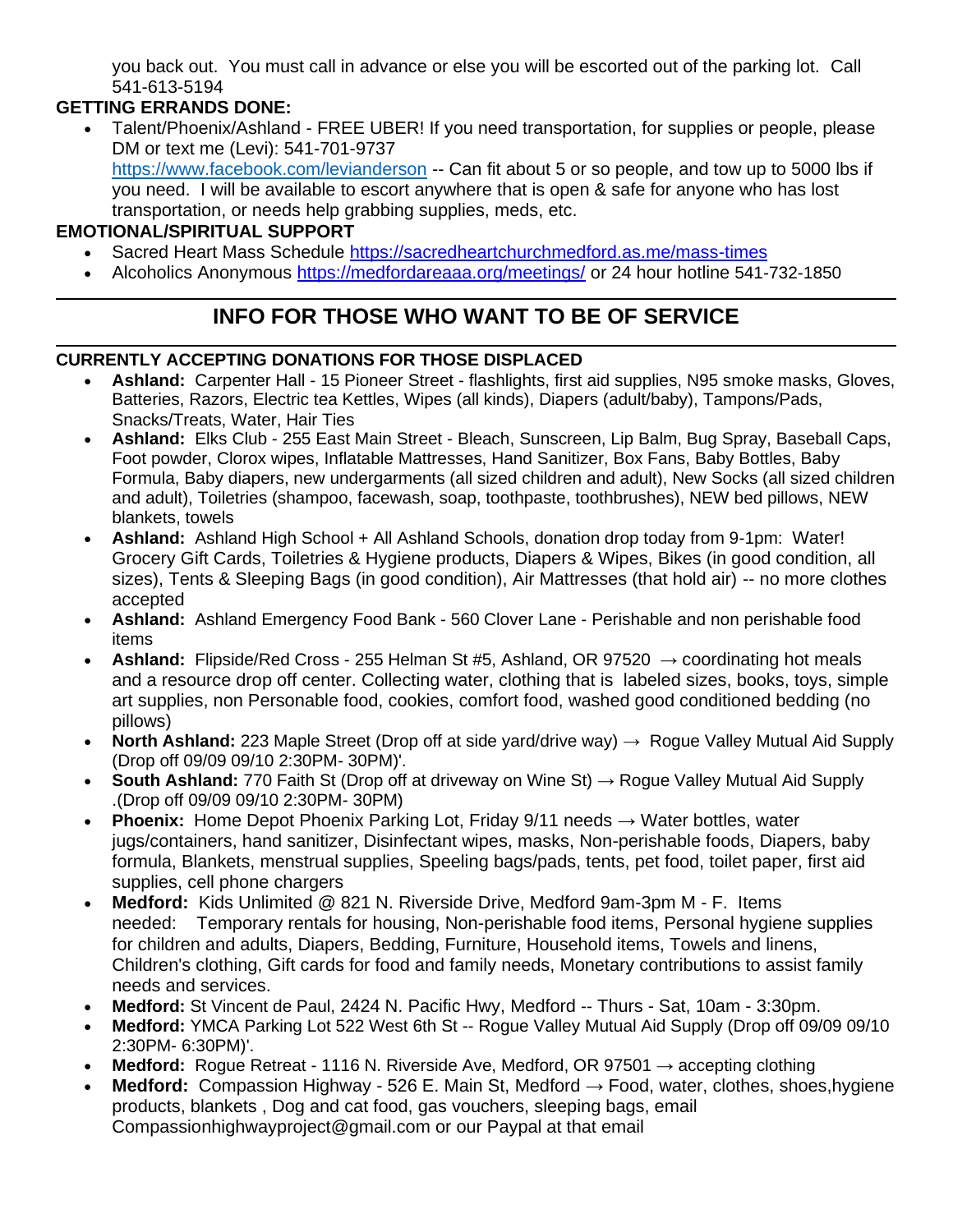you back out. You must call in advance or else you will be escorted out of the parking lot. Call 541-613-5194

**GETTING ERRANDS DONE:**

- Talent/Phoenix/Ashland - FREE UBER! If you need transportation, for supplies or people, please DM or text me (Levi): 541-701-9737 https://www.facebook.com/levianderson -- Can fit about 5 or so people, and tow up to 5000 lbs if you need. I will be available to escort anywhere that is open & safe for anyone who has lost transportation, or needs help grabbing supplies, meds, etc.

**EMOTIONAL/SPIRITUAL SUPPORT**

- Sacred Heart Mass Schedule https://sacredheartchurchmedford.as.me/mass-times
- Alcoholics Anonymous https://medfordareaaa.org/meetings/ or 24 hour hotline 541-732-1850

---

## INFO FOR THOSE WHO WANT TO BE OF SERVICE

---

**CURRENTLY ACCEPTING DONATIONS FOR THOSE DISPLACED**

- **Ashland:** Carpenter Hall - 15 Pioneer Street - flashlights, first aid supplies, N95 smoke masks, Gloves, Batteries, Razors, Electric tea Kettles, Wipes (all kinds), Diapers (adult/baby), Tampons/Pads, Snacks/Treats, Water, Hair Ties
- **Ashland:** Elks Club - 255 East Main Street - Bleach, Sunscreen, Lip Balm, Bug Spray, Baseball Caps, Foot powder, Clorox wipes, Inflatable Mattresses, Hand Sanitizer, Box Fans, Baby Bottles, Baby Formula, Baby diapers, new undergarments (all sized children and adult), New Socks (all sized children and adult), Toiletries (shampoo, facewash, soap, toothpaste, toothbrushes), NEW bed pillows, NEW blankets, towels
- **Ashland:** Ashland High School + All Ashland Schools, donation drop today from 9-1pm: Water! Grocery Gift Cards, Toiletries & Hygiene products, Diapers & Wipes, Bikes (in good condition, all sizes), Tents & Sleeping Bags (in good condition), Air Mattresses (that hold air) -- no more clothes accepted
- **Ashland:** Ashland Emergency Food Bank - 560 Clover Lane - Perishable and non perishable food items
- **Ashland:** Flipside/Red Cross - 255 Helman St #5, Ashland, OR 97520 → coordinating hot meals and a resource drop off center. Collecting water, clothing that is labeled sizes, books, toys, simple art supplies, non Personable food, cookies, comfort food, washed good conditioned bedding (no pillows)
- **North Ashland:** 223 Maple Street (Drop off at side yard/drive way) → Rogue Valley Mutual Aid Supply (Drop off 09/09 09/10 2:30PM- 30PM)'.
- **South Ashland:** 770 Faith St (Drop off at driveway on Wine St) → Rogue Valley Mutual Aid Supply .(Drop off 09/09 09/10 2:30PM- 30PM)
- **Phoenix:** Home Depot Phoenix Parking Lot, Friday 9/11 needs → Water bottles, water jugs/containers, hand sanitizer, Disinfectant wipes, masks, Non-perishable foods, Diapers, baby formula, Blankets, menstrual supplies, Speeling bags/pads, tents, pet food, toilet paper, first aid supplies, cell phone chargers
- **Medford:** Kids Unlimited @ 821 N. Riverside Drive, Medford 9am-3pm M - F. Items needed: Temporary rentals for housing, Non-perishable food items, Personal hygiene supplies for children and adults, Diapers, Bedding, Furniture, Household items, Towels and linens, Children's clothing, Gift cards for food and family needs, Monetary contributions to assist family needs and services.
- **Medford:** St Vincent de Paul, 2424 N. Pacific Hwy, Medford -- Thurs - Sat, 10am - 3:30pm.
- **Medford:** YMCA Parking Lot 522 West 6th St -- Rogue Valley Mutual Aid Supply (Drop off 09/09 09/10 2:30PM- 6:30PM)'.
- **Medford:** Rogue Retreat - 1116 N. Riverside Ave, Medford, OR 97501 → accepting clothing
- **Medford:** Compassion Highway - 526 E. Main St, Medford → Food, water, clothes, shoes,hygiene products, blankets , Dog and cat food, gas vouchers, sleeping bags, email Compassionhighwayproject@gmail.com or our Paypal at that email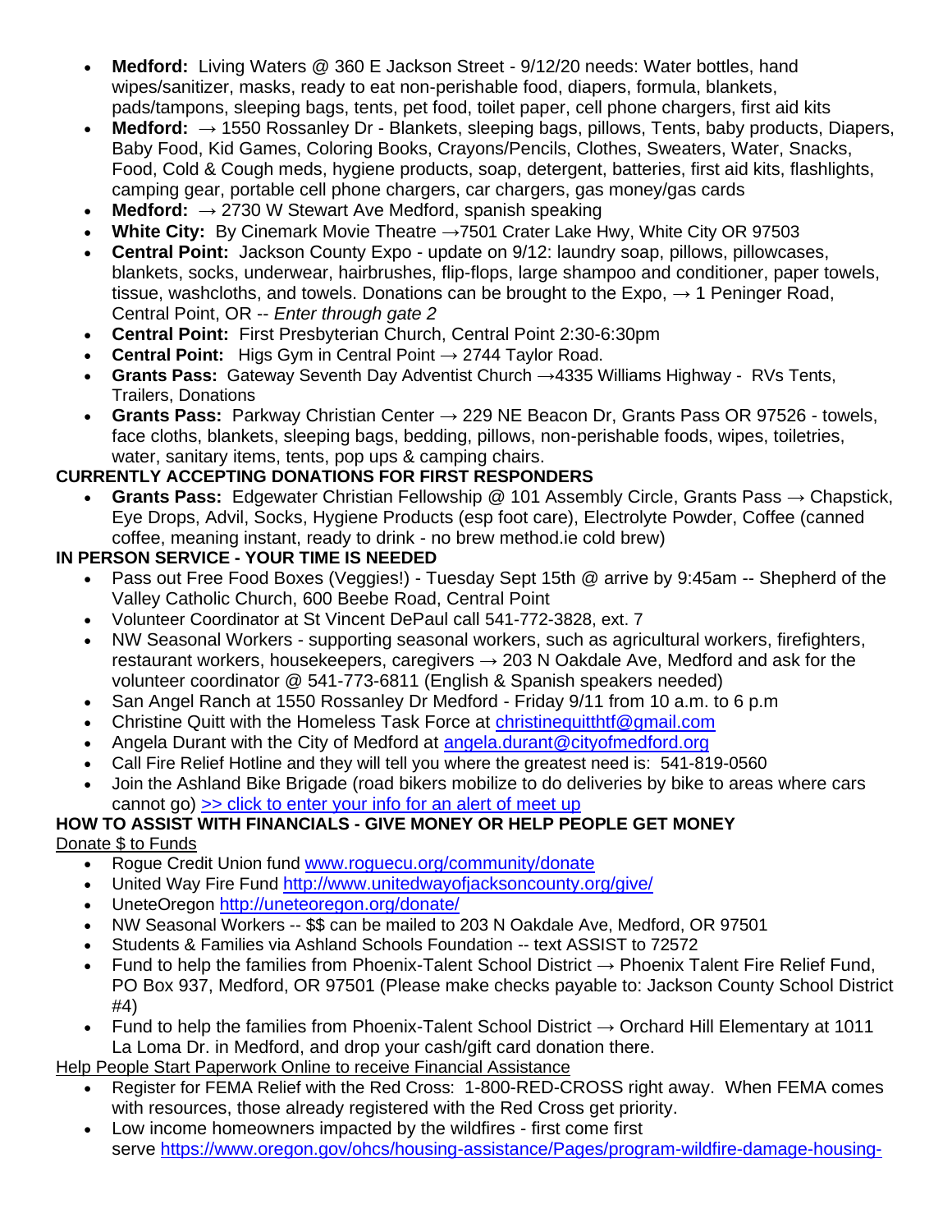- **Medford:** Living Waters @ 360 E Jackson Street - 9/12/20 needs: Water bottles, hand wipes/sanitizer, masks, ready to eat non-perishable food, diapers, formula, blankets, pads/tampons, sleeping bags, tents, pet food, toilet paper, cell phone chargers, first aid kits
- **Medford:** → 1550 Rossanley Dr - Blankets, sleeping bags, pillows, Tents, baby products, Diapers, Baby Food, Kid Games, Coloring Books, Crayons/Pencils, Clothes, Sweaters, Water, Snacks, Food, Cold & Cough meds, hygiene products, soap, detergent, batteries, first aid kits, flashlights, camping gear, portable cell phone chargers, car chargers, gas money/gas cards
- **Medford:** → 2730 W Stewart Ave Medford, spanish speaking
- **White City:** By Cinemark Movie Theatre →7501 Crater Lake Hwy, White City OR 97503
- **Central Point:** Jackson County Expo - update on 9/12: laundry soap, pillows, pillowcases, blankets, socks, underwear, hairbrushes, flip-flops, large shampoo and conditioner, paper towels, tissue, washcloths, and towels. Donations can be brought to the Expo, → 1 Peninger Road, Central Point, OR -- *Enter through gate 2*
- **Central Point:** First Presbyterian Church, Central Point 2:30-6:30pm
- **Central Point:** Higs Gym in Central Point → 2744 Taylor Road.
- **Grants Pass:** Gateway Seventh Day Adventist Church →4335 Williams Highway - RVs Tents, Trailers, Donations
- **Grants Pass:** Parkway Christian Center → 229 NE Beacon Dr, Grants Pass OR 97526 - towels, face cloths, blankets, sleeping bags, bedding, pillows, non-perishable foods, wipes, toiletries, water, sanitary items, tents, pop ups & camping chairs.

**CURRENTLY ACCEPTING DONATIONS FOR FIRST RESPONDERS**

- **Grants Pass:** Edgewater Christian Fellowship @ 101 Assembly Circle, Grants Pass → Chapstick, Eye Drops, Advil, Socks, Hygiene Products (esp foot care), Electrolyte Powder, Coffee (canned coffee, meaning instant, ready to drink - no brew method.ie cold brew)

**IN PERSON SERVICE - YOUR TIME IS NEEDED**

- Pass out Free Food Boxes (Veggies!) - Tuesday Sept 15th @ arrive by 9:45am -- Shepherd of the Valley Catholic Church, 600 Beebe Road, Central Point
- Volunteer Coordinator at St Vincent DePaul call 541-772-3828, ext. 7
- NW Seasonal Workers - supporting seasonal workers, such as agricultural workers, firefighters, restaurant workers, housekeepers, caregivers → 203 N Oakdale Ave, Medford and ask for the volunteer coordinator @ 541-773-6811 (English & Spanish speakers needed)
- San Angel Ranch at 1550 Rossanley Dr Medford - Friday 9/11 from 10 a.m. to 6 p.m
- Christine Quitt with the Homeless Task Force at christinequitthtf@gmail.com
- Angela Durant with the City of Medford at angela.durant@cityofmedford.org
- Call Fire Relief Hotline and they will tell you where the greatest need is: 541-819-0560
- Join the Ashland Bike Brigade (road bikers mobilize to do deliveries by bike to areas where cars cannot go) >> click to enter your info for an alert of meet up

**HOW TO ASSIST WITH FINANCIALS - GIVE MONEY OR HELP PEOPLE GET MONEY**

Donate $ to Funds

- Rogue Credit Union fund www.roguecu.org/community/donate
- United Way Fire Fund http://www.unitedwayofjacksoncounty.org/give/
- UneteOregon http://uneteoregon.org/donate/
- NW Seasonal Workers -- $$ can be mailed to 203 N Oakdale Ave, Medford, OR 97501
- Students & Families via Ashland Schools Foundation -- text ASSIST to 72572
- Fund to help the families from Phoenix-Talent School District → Phoenix Talent Fire Relief Fund, PO Box 937, Medford, OR 97501 (Please make checks payable to: Jackson County School District #4)
- Fund to help the families from Phoenix-Talent School District → Orchard Hill Elementary at 1011 La Loma Dr. in Medford, and drop your cash/gift card donation there.

Help People Start Paperwork Online to receive Financial Assistance

- Register for FEMA Relief with the Red Cross: 1-800-RED-CROSS right away. When FEMA comes with resources, those already registered with the Red Cross get priority.
- Low income homeowners impacted by the wildfires - first come first serve https://www.oregon.gov/ohcs/housing-assistance/Pages/program-wildfire-damage-housing-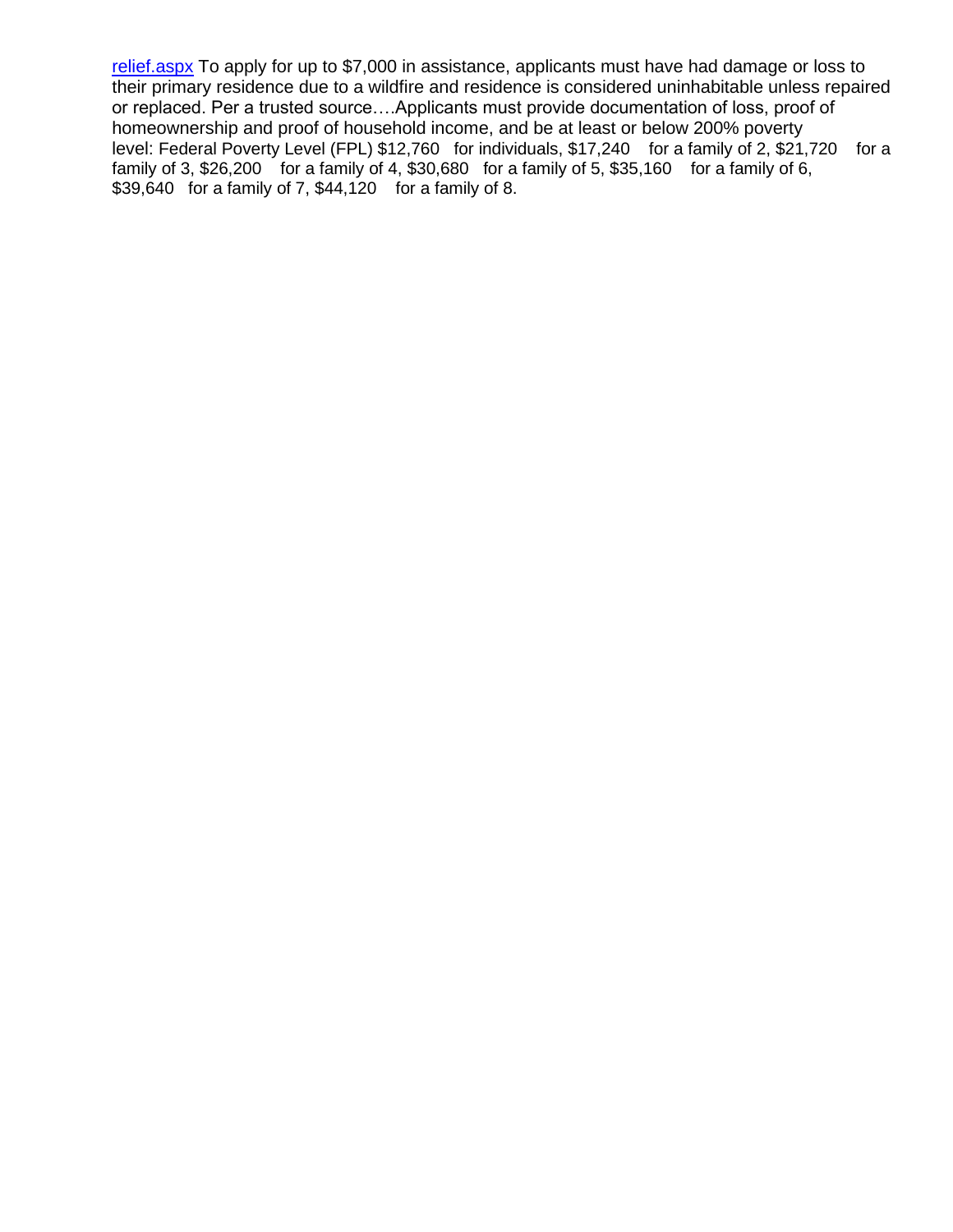[relief.aspx](relief.aspx) To apply for up to $7,000 in assistance, applicants must have had damage or loss to their primary residence due to a wildfire and residence is considered uninhabitable unless repaired or replaced. Per a trusted source….Applicants must provide documentation of loss, proof of homeownership and proof of household income, and be at least or below 200% poverty level: Federal Poverty Level (FPL) $12,760 for individuals, $17,240 for a family of 2, $21,720 for a family of 3, $26,200 for a family of 4, $30,680 for a family of 5, $35,160 for a family of 6, $39,640 for a family of 7, $44,120 for a family of 8.